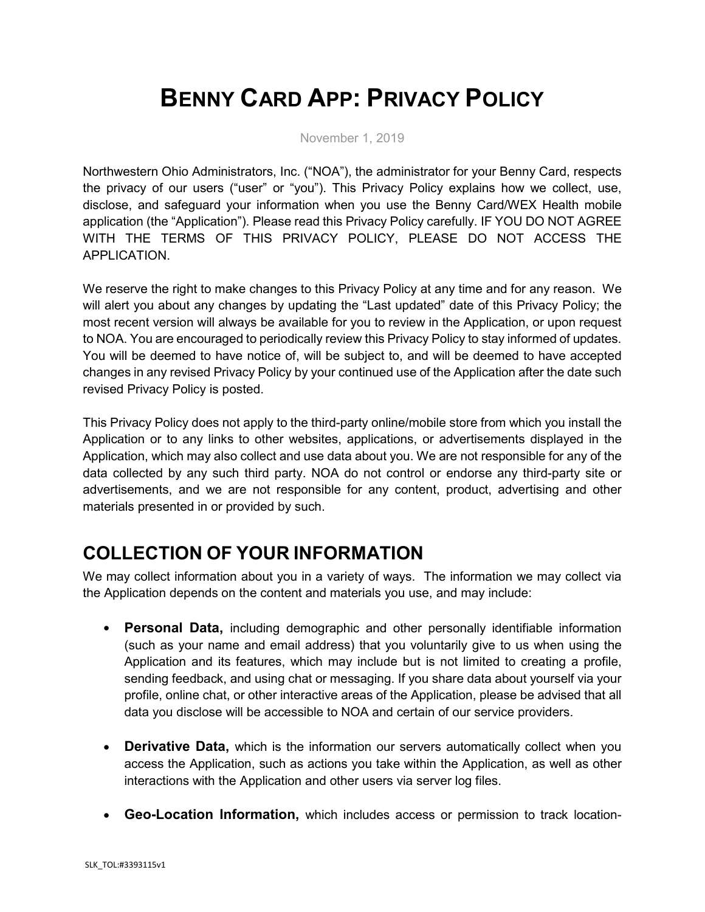# BENNY CARD APP: PRIVACY POLICY

November 1, 2019

Northwestern Ohio Administrators, Inc. ("NOA"), the administrator for your Benny Card, respects the privacy of our users ("user" or "you"). This Privacy Policy explains how we collect, use, disclose, and safeguard your information when you use the Benny Card/WEX Health mobile application (the "Application"). Please read this Privacy Policy carefully. IF YOU DO NOT AGREE WITH THE TERMS OF THIS PRIVACY POLICY, PLEASE DO NOT ACCESS THE APPLICATION.

We reserve the right to make changes to this Privacy Policy at any time and for any reason. We will alert you about any changes by updating the "Last updated" date of this Privacy Policy; the most recent version will always be available for you to review in the Application, or upon request to NOA. You are encouraged to periodically review this Privacy Policy to stay informed of updates. You will be deemed to have notice of, will be subject to, and will be deemed to have accepted changes in any revised Privacy Policy by your continued use of the Application after the date such revised Privacy Policy is posted.

This Privacy Policy does not apply to the third-party online/mobile store from which you install the Application or to any links to other websites, applications, or advertisements displayed in the Application, which may also collect and use data about you. We are not responsible for any of the data collected by any such third party. NOA do not control or endorse any third-party site or advertisements, and we are not responsible for any content, product, advertising and other materials presented in or provided by such.

## COLLECTION OF YOUR INFORMATION

We may collect information about you in a variety of ways. The information we may collect via the Application depends on the content and materials you use, and may include:

- **Personal Data,** including demographic and other personally identifiable information (such as your name and email address) that you voluntarily give to us when using the Application and its features, which may include but is not limited to creating a profile, sending feedback, and using chat or messaging. If you share data about yourself via your profile, online chat, or other interactive areas of the Application, please be advised that all data you disclose will be accessible to NOA and certain of our service providers.

- **Derivative Data,** which is the information our servers automatically collect when you access the Application, such as actions you take within the Application, as well as other interactions with the Application and other users via server log files.

- **Geo-Location Information,** which includes access or permission to track location-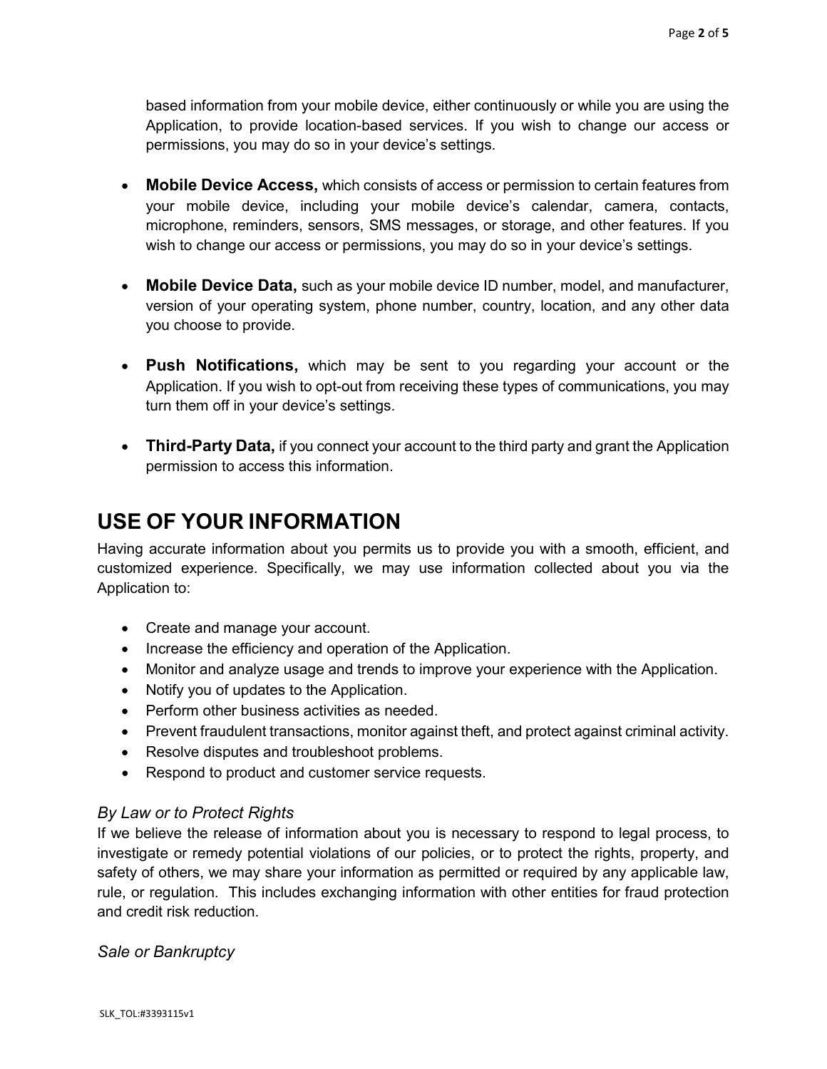based information from your mobile device, either continuously or while you are using the Application, to provide location-based services. If you wish to change our access or permissions, you may do so in your device's settings.

- **Mobile Device Access,** which consists of access or permission to certain features from your mobile device, including your mobile device's calendar, camera, contacts, microphone, reminders, sensors, SMS messages, or storage, and other features. If you wish to change our access or permissions, you may do so in your device's settings.

- **Mobile Device Data,** such as your mobile device ID number, model, and manufacturer, version of your operating system, phone number, country, location, and any other data you choose to provide.

- **Push Notifications,** which may be sent to you regarding your account or the Application. If you wish to opt-out from receiving these types of communications, you may turn them off in your device's settings.

- **Third-Party Data,** if you connect your account to the third party and grant the Application permission to access this information.

## USE OF YOUR INFORMATION

Having accurate information about you permits us to provide you with a smooth, efficient, and customized experience. Specifically, we may use information collected about you via the Application to:

- Create and manage your account.
- Increase the efficiency and operation of the Application.
- Monitor and analyze usage and trends to improve your experience with the Application.
- Notify you of updates to the Application.
- Perform other business activities as needed.
- Prevent fraudulent transactions, monitor against theft, and protect against criminal activity.
- Resolve disputes and troubleshoot problems.
- Respond to product and customer service requests.

### *By Law or to Protect Rights*

If we believe the release of information about you is necessary to respond to legal process, to investigate or remedy potential violations of our policies, or to protect the rights, property, and safety of others, we may share your information as permitted or required by any applicable law, rule, or regulation. This includes exchanging information with other entities for fraud protection and credit risk reduction.

### *Sale or Bankruptcy*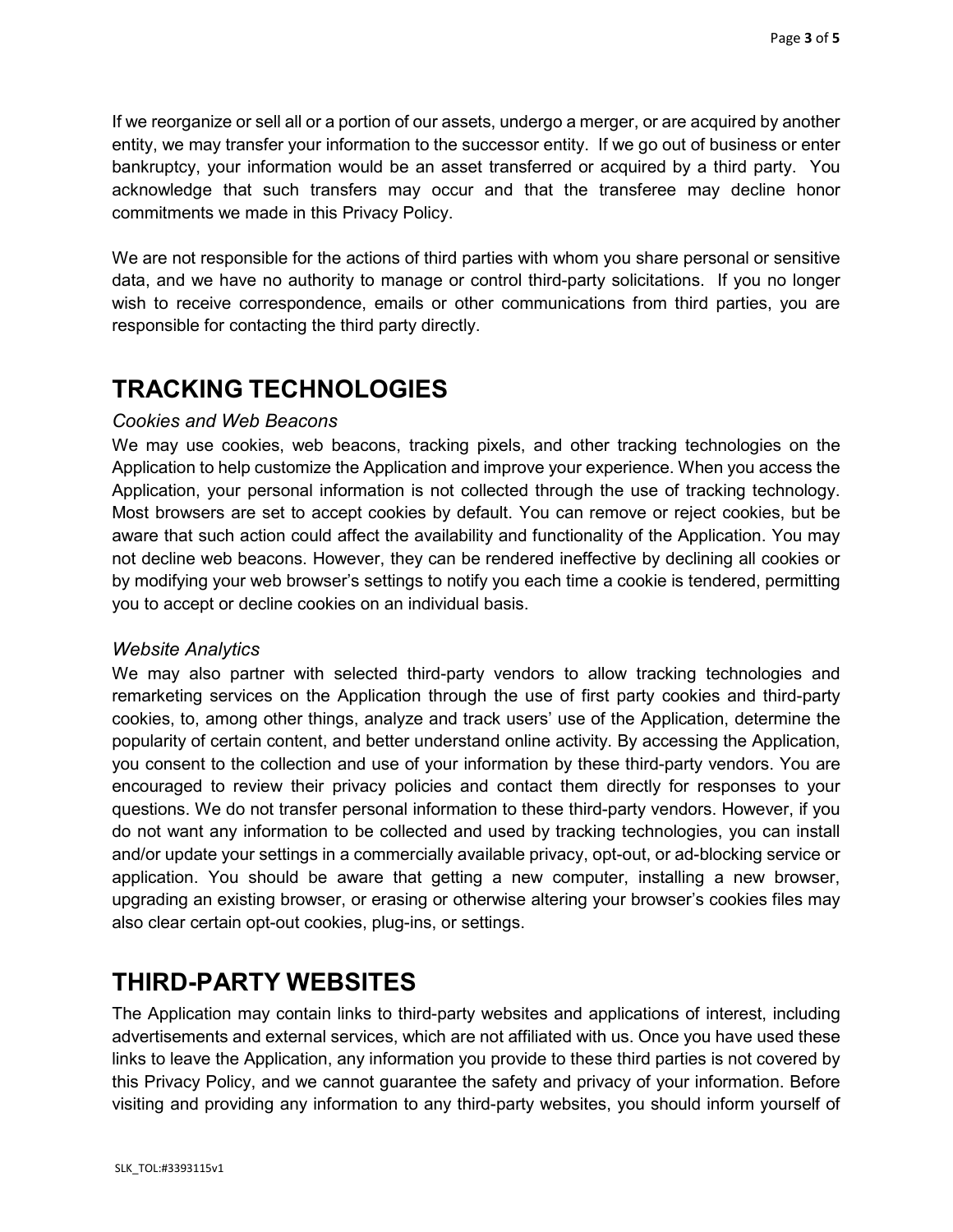If we reorganize or sell all or a portion of our assets, undergo a merger, or are acquired by another entity, we may transfer your information to the successor entity. If we go out of business or enter bankruptcy, your information would be an asset transferred or acquired by a third party. You acknowledge that such transfers may occur and that the transferee may decline honor commitments we made in this Privacy Policy.

We are not responsible for the actions of third parties with whom you share personal or sensitive data, and we have no authority to manage or control third-party solicitations. If you no longer wish to receive correspondence, emails or other communications from third parties, you are responsible for contacting the third party directly.

# TRACKING TECHNOLOGIES

*Cookies and Web Beacons*

We may use cookies, web beacons, tracking pixels, and other tracking technologies on the Application to help customize the Application and improve your experience. When you access the Application, your personal information is not collected through the use of tracking technology. Most browsers are set to accept cookies by default. You can remove or reject cookies, but be aware that such action could affect the availability and functionality of the Application. You may not decline web beacons. However, they can be rendered ineffective by declining all cookies or by modifying your web browser's settings to notify you each time a cookie is tendered, permitting you to accept or decline cookies on an individual basis.

*Website Analytics*

We may also partner with selected third-party vendors to allow tracking technologies and remarketing services on the Application through the use of first party cookies and third-party cookies, to, among other things, analyze and track users' use of the Application, determine the popularity of certain content, and better understand online activity. By accessing the Application, you consent to the collection and use of your information by these third-party vendors. You are encouraged to review their privacy policies and contact them directly for responses to your questions. We do not transfer personal information to these third-party vendors. However, if you do not want any information to be collected and used by tracking technologies, you can install and/or update your settings in a commercially available privacy, opt-out, or ad-blocking service or application. You should be aware that getting a new computer, installing a new browser, upgrading an existing browser, or erasing or otherwise altering your browser's cookies files may also clear certain opt-out cookies, plug-ins, or settings.

# THIRD-PARTY WEBSITES

The Application may contain links to third-party websites and applications of interest, including advertisements and external services, which are not affiliated with us. Once you have used these links to leave the Application, any information you provide to these third parties is not covered by this Privacy Policy, and we cannot guarantee the safety and privacy of your information. Before visiting and providing any information to any third-party websites, you should inform yourself of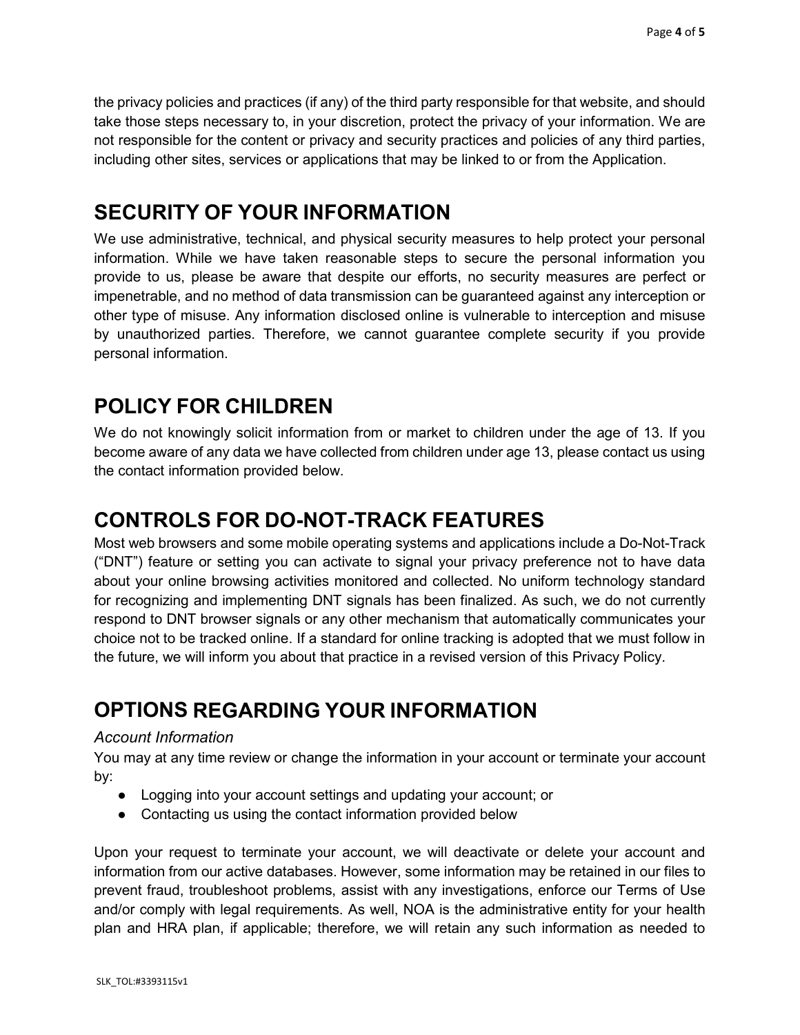the privacy policies and practices (if any) of the third party responsible for that website, and should take those steps necessary to, in your discretion, protect the privacy of your information. We are not responsible for the content or privacy and security practices and policies of any third parties, including other sites, services or applications that may be linked to or from the Application.

## SECURITY OF YOUR INFORMATION

We use administrative, technical, and physical security measures to help protect your personal information. While we have taken reasonable steps to secure the personal information you provide to us, please be aware that despite our efforts, no security measures are perfect or impenetrable, and no method of data transmission can be guaranteed against any interception or other type of misuse. Any information disclosed online is vulnerable to interception and misuse by unauthorized parties. Therefore, we cannot guarantee complete security if you provide personal information.

## POLICY FOR CHILDREN

We do not knowingly solicit information from or market to children under the age of 13. If you become aware of any data we have collected from children under age 13, please contact us using the contact information provided below.

## CONTROLS FOR DO-NOT-TRACK FEATURES

Most web browsers and some mobile operating systems and applications include a Do-Not-Track ("DNT") feature or setting you can activate to signal your privacy preference not to have data about your online browsing activities monitored and collected. No uniform technology standard for recognizing and implementing DNT signals has been finalized. As such, we do not currently respond to DNT browser signals or any other mechanism that automatically communicates your choice not to be tracked online. If a standard for online tracking is adopted that we must follow in the future, we will inform you about that practice in a revised version of this Privacy Policy.

## OPTIONS REGARDING YOUR INFORMATION

*Account Information*

You may at any time review or change the information in your account or terminate your account by:

- Logging into your account settings and updating your account; or
- Contacting us using the contact information provided below

Upon your request to terminate your account, we will deactivate or delete your account and information from our active databases. However, some information may be retained in our files to prevent fraud, troubleshoot problems, assist with any investigations, enforce our Terms of Use and/or comply with legal requirements. As well, NOA is the administrative entity for your health plan and HRA plan, if applicable; therefore, we will retain any such information as needed to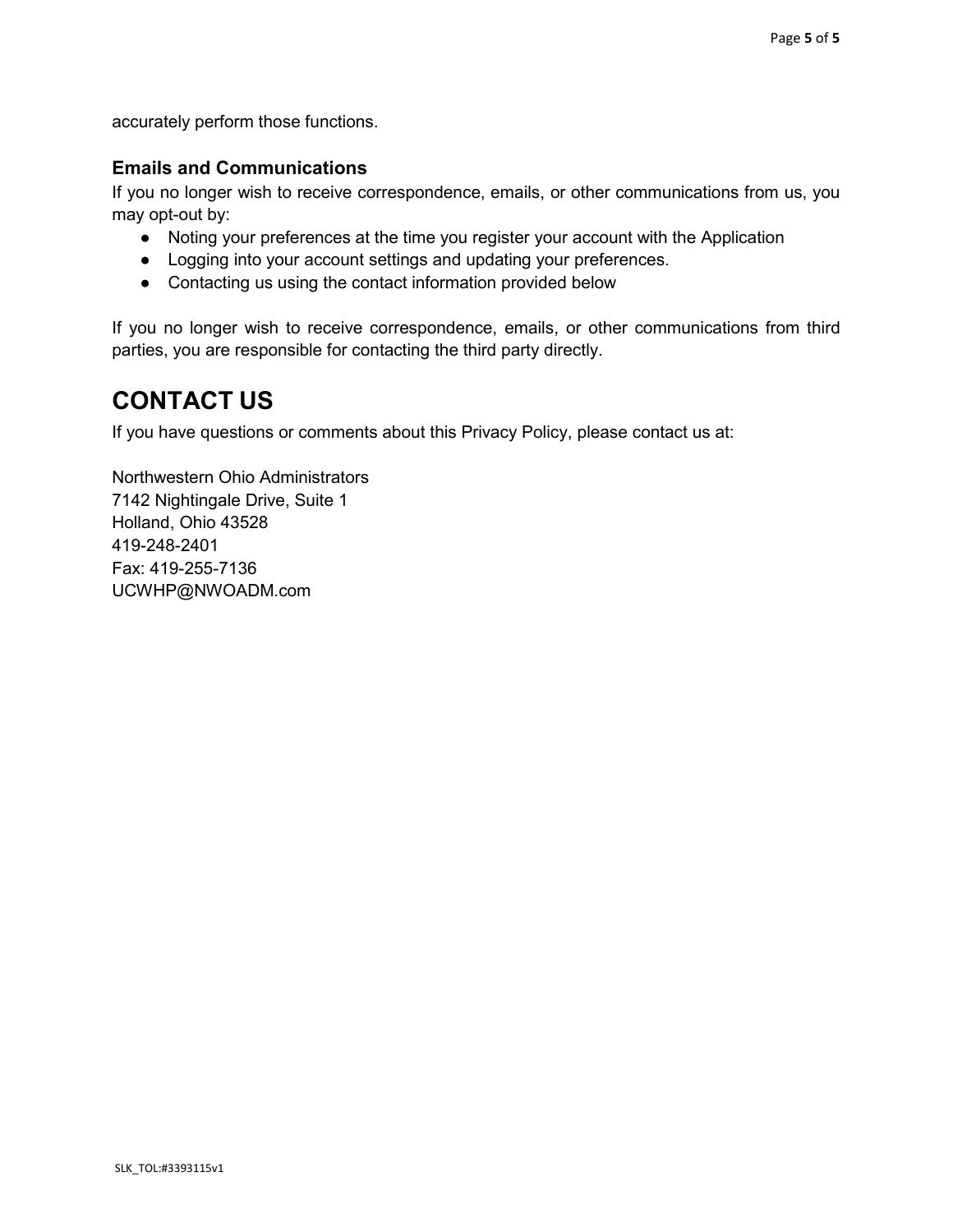accurately perform those functions.

### Emails and Communications

If you no longer wish to receive correspondence, emails, or other communications from us, you may opt-out by:

- Noting your preferences at the time you register your account with the Application
- Logging into your account settings and updating your preferences.
- Contacting us using the contact information provided below

If you no longer wish to receive correspondence, emails, or other communications from third parties, you are responsible for contacting the third party directly.

## CONTACT US

If you have questions or comments about this Privacy Policy, please contact us at:

Northwestern Ohio Administrators
7142 Nightingale Drive, Suite 1
Holland, Ohio 43528
419-248-2401
Fax: 419-255-7136
UCWHP@NWOADM.com